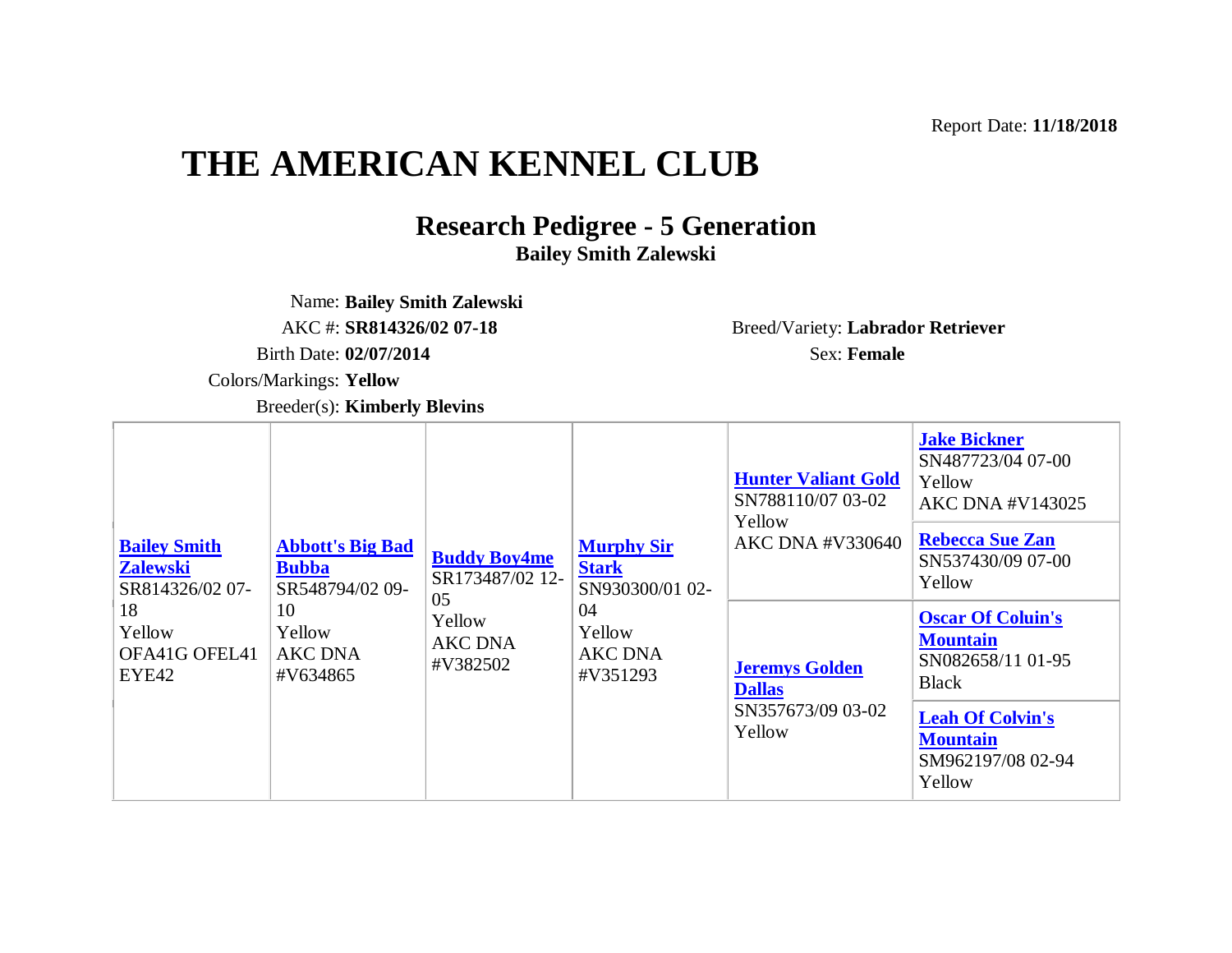Report Date: **11/18/2018**

# THE AMERICAN KENNEL CLUB

## Research Pedigree - 5 Generation

**Bailey Smith Zalewski**

Name: **Bailey Smith Zalewski**

AKC #: **SR814326/02 07-18**

Breed/Variety: **Labrador Retriever**

Birth Date: **02/07/2014**

Sex: **Female**

Colors/Markings: **Yellow**

Breeder(s): **Kimberly Blevins**

| | | | | | |
|---|---|---|---|---|---|
| **Bailey Smith Zalewski** SR814326/02 07-18 Yellow OFA41G OFEL41 EYE42 | **Abbott's Big Bad Bubba** SR548794/02 09-10 Yellow AKC DNA #V634865 | **Buddy Boy4me** SR173487/02 12-05 Yellow AKC DNA #V382502 | **Murphy Sir Stark** SN930300/01 02-04 Yellow AKC DNA #V351293 | **Hunter Valiant Gold** SN788110/07 03-02 Yellow AKC DNA #V330640 | **Jake Bickner** SN487723/04 07-00 Yellow AKC DNA #V143025 |
| | | | | | **Rebecca Sue Zan** SN537430/09 07-00 Yellow |
| | | | | **Jeremys Golden Dallas** SN357673/09 03-02 Yellow | **Oscar Of Coluin's Mountain** SN082658/11 01-95 Black |
| | | | | | **Leah Of Colvin's Mountain** SM962197/08 02-94 Yellow |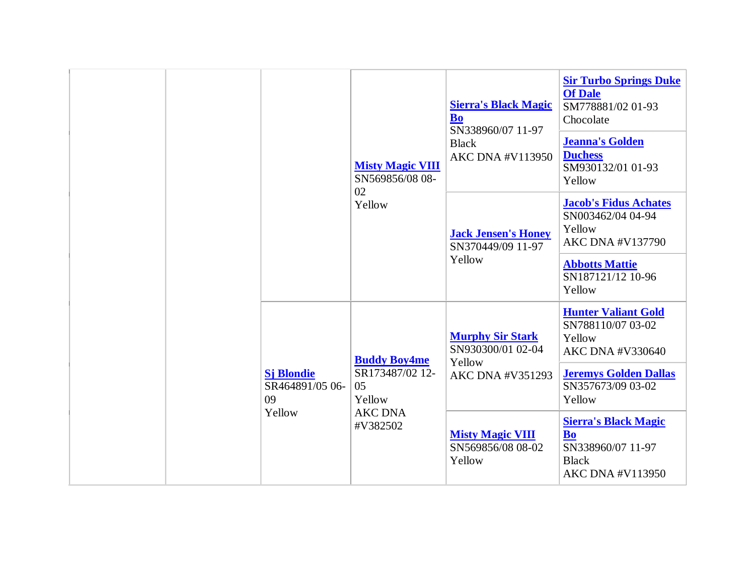| | | | | | |
|---|---|---|---|---|---|
| | | | **Misty Magic VIII** SN569856/08 08-02 Yellow | **Sierra's Black Magic Bo** SN338960/07 11-97 Black AKC DNA #V113950 | **Sir Turbo Springs Duke Of Dale** SM778881/02 01-93 Chocolate |
| | | | | | **Jeanna's Golden Duchess** SM930132/01 01-93 Yellow |
| | | | | **Jack Jensen's Honey** SN370449/09 11-97 Yellow | **Jacob's Fidus Achates** SN003462/04 04-94 Yellow AKC DNA #V137790 |
| | | | | | **Abbotts Mattie** SN187121/12 10-96 Yellow |
| | | **Sj Blondie** SR464891/05 06-09 Yellow | **Buddy Boy4me** SR173487/02 12-05 Yellow AKC DNA #V382502 | **Murphy Sir Stark** SN930300/01 02-04 Yellow AKC DNA #V351293 | **Hunter Valiant Gold** SN788110/07 03-02 Yellow AKC DNA #V330640 |
| | | | | | **Jeremys Golden Dallas** SN357673/09 03-02 Yellow |
| | | | | **Misty Magic VIII** SN569856/08 08-02 Yellow | **Sierra's Black Magic Bo** SN338960/07 11-97 Black AKC DNA #V113950 |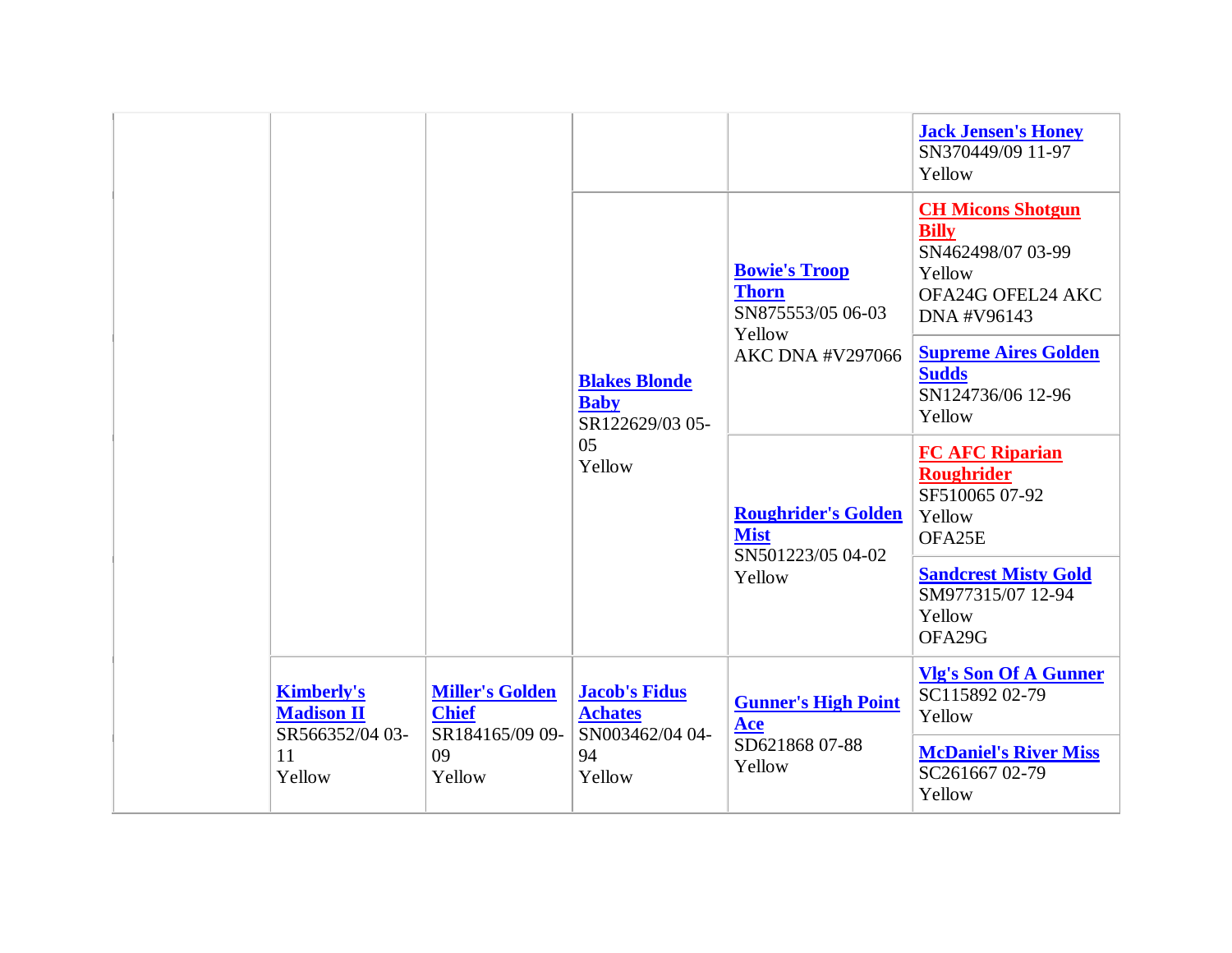| | | | | | |
|---|---|---|---|---|---|
| | | | | | **Jack Jensen's Honey** SN370449/09 11-97 Yellow |
| | | | **Blakes Blonde Baby** SR122629/03 05-05 Yellow | **Bowie's Troop Thorn** SN875553/05 06-03 Yellow AKC DNA #V297066 | **CH Micons Shotgun Billy** SN462498/07 03-99 Yellow OFA24G OFEL24 AKC DNA #V96143 |
| | | | | | **Supreme Aires Golden Sudds** SN124736/06 12-96 Yellow |
| | | | | **Roughrider's Golden Mist** SN501223/05 04-02 Yellow | **FC AFC Riparian Roughrider** SF510065 07-92 Yellow OFA25E |
| | | | | | **Sandcrest Misty Gold** SM977315/07 12-94 Yellow OFA29G |
| | **Kimberly's Madison II** SR566352/04 03-11 Yellow | **Miller's Golden Chief** SR184165/09 09-09 Yellow | **Jacob's Fidus Achates** SN003462/04 04-94 Yellow | **Gunner's High Point Ace** SD621868 07-88 Yellow | **Vlg's Son Of A Gunner** SC115892 02-79 Yellow |
| | | | | | **McDaniel's River Miss** SC261667 02-79 Yellow |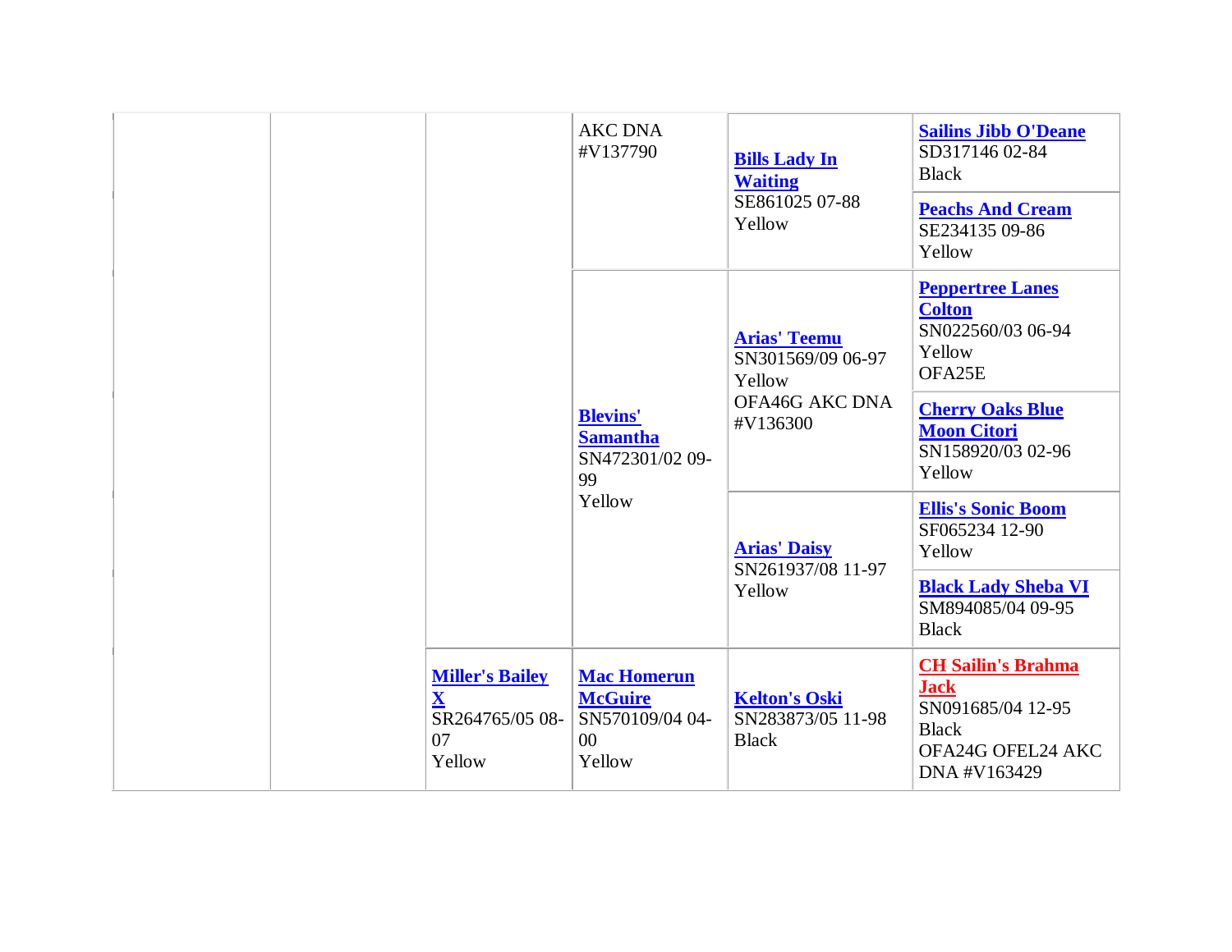| | | | | | |
|---|---|---|---|---|---|
| | | | AKC DNA #V137790 | **Bills Lady In Waiting** SE861025 07-88 Yellow | **Sailins Jibb O'Deane** SD317146 02-84 Black |
| | | | | | **Peachs And Cream** SE234135 09-86 Yellow |
| | | | **Blevins' Samantha** SN472301/02 09-99 Yellow | **Arias' Teemu** SN301569/09 06-97 Yellow OFA46G AKC DNA #V136300 | **Peppertree Lanes Colton** SN022560/03 06-94 Yellow OFA25E |
| | | | | | **Cherry Oaks Blue Moon Citori** SN158920/03 02-96 Yellow |
| | | | | **Arias' Daisy** SN261937/08 11-97 Yellow | **Ellis's Sonic Boom** SF065234 12-90 Yellow |
| | | | | | **Black Lady Sheba VI** SM894085/04 09-95 Black |
| | | **Miller's Bailey X** SR264765/05 08-07 Yellow | **Mac Homerun McGuire** SN570109/04 04-00 Yellow | **Kelton's Oski** SN283873/05 11-98 Black | **CH Sailin's Brahma Jack** SN091685/04 12-95 Black OFA24G OFEL24 AKC DNA #V163429 |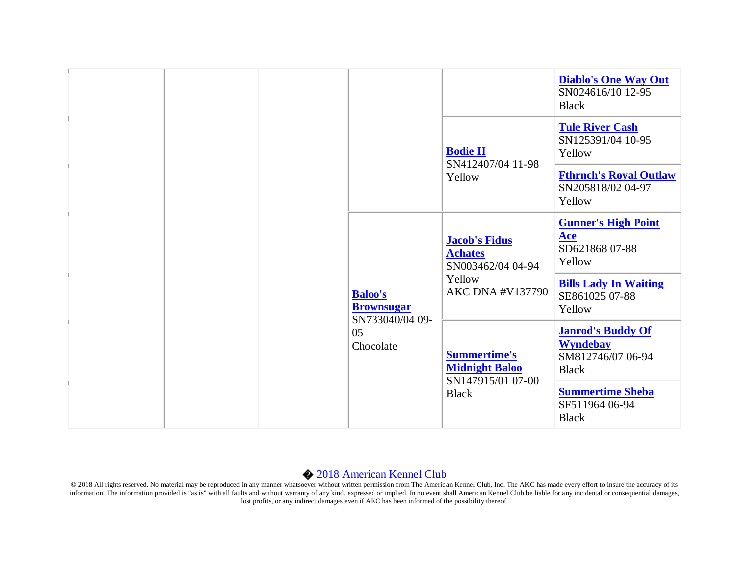| | | | | | |
|---|---|---|---|---|---|
| | | | | | **Diablo's One Way Out** SN024616/10 12-95 Black |
| | | | | **Bodie II** SN412407/04 11-98 Yellow | **Tule River Cash** SN125391/04 10-95 Yellow |
| | | | | | **Fthrnch's Royal Outlaw** SN205818/02 04-97 Yellow |
| | | | **Baloo's Brownsugar** SN733040/04 09-05 Chocolate | **Jacob's Fidus Achates** SN003462/04 04-94 Yellow AKC DNA #V137790 | **Gunner's High Point Ace** SD621868 07-88 Yellow |
| | | | | | **Bills Lady In Waiting** SE861025 07-88 Yellow |
| | | | | **Summertime's Midnight Baloo** SN147915/01 07-00 Black | **Janrod's Buddy Of Wyndebay** SM812746/07 06-94 Black |
| | | | | | **Summertime Sheba** SF511964 06-94 Black |

� 2018 American Kennel Club

© 2018 All rights reserved. No material may be reproduced in any manner whatsoever without written permission from The American Kennel Club, Inc. The AKC has made every effort to insure the accuracy of its information. The information provided is "as is" with all faults and without warranty of any kind, expressed or implied. In no event shall American Kennel Club be liable for any incidental or consequential damages, lost profits, or any indirect damages even if AKC has been informed of the possibility thereof.